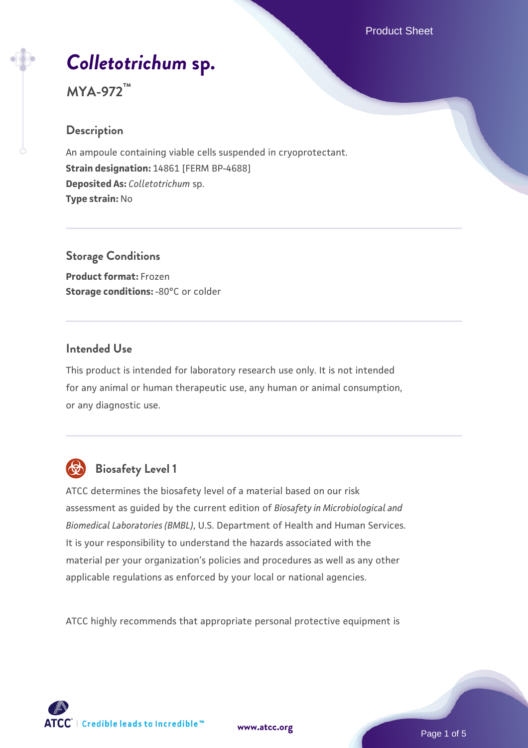# *Colletotrichum* sp.

## MYA-972™

### Description

An ampoule containing viable cells suspended in cryoprotectant.

**Strain designation:** 14861 [FERM BP-4688]

**Deposited As:** *Colletotrichum* sp.

**Type strain:** No

### Storage Conditions

**Product format:** Frozen

**Storage conditions:** -80°C or colder

### Intended Use

This product is intended for laboratory research use only. It is not intended for any animal or human therapeutic use, any human or animal consumption, or any diagnostic use.

### Biosafety Level 1

ATCC determines the biosafety level of a material based on our risk assessment as guided by the current edition of *Biosafety in Microbiological and Biomedical Laboratories (BMBL)*, U.S. Department of Health and Human Services. It is your responsibility to understand the hazards associated with the material per your organization's policies and procedures as well as any other applicable regulations as enforced by your local or national agencies.

ATCC highly recommends that appropriate personal protective equipment is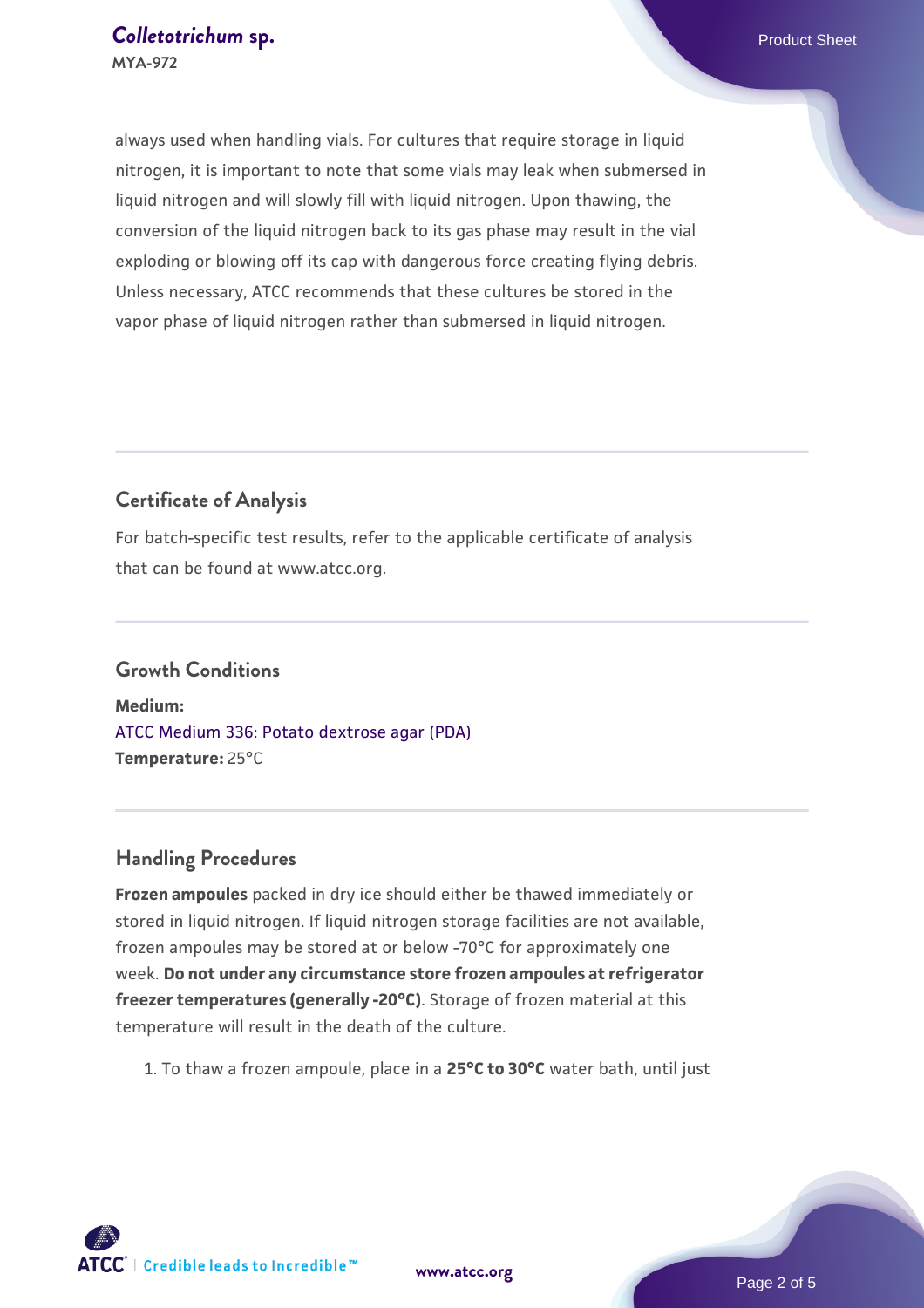always used when handling vials. For cultures that require storage in liquid nitrogen, it is important to note that some vials may leak when submersed in liquid nitrogen and will slowly fill with liquid nitrogen. Upon thawing, the conversion of the liquid nitrogen back to its gas phase may result in the vial exploding or blowing off its cap with dangerous force creating flying debris. Unless necessary, ATCC recommends that these cultures be stored in the vapor phase of liquid nitrogen rather than submersed in liquid nitrogen.

## Certificate of Analysis

For batch-specific test results, refer to the applicable certificate of analysis that can be found at www.atcc.org.

## Growth Conditions

**Medium:**
ATCC Medium 336: Potato dextrose agar (PDA)
**Temperature:** 25°C

## Handling Procedures

**Frozen ampoules** packed in dry ice should either be thawed immediately or stored in liquid nitrogen. If liquid nitrogen storage facilities are not available, frozen ampoules may be stored at or below -70°C for approximately one week. **Do not under any circumstance store frozen ampoules at refrigerator freezer temperatures (generally -20°C)**. Storage of frozen material at this temperature will result in the death of the culture.

1. To thaw a frozen ampoule, place in a **25°C to 30°C** water bath, until just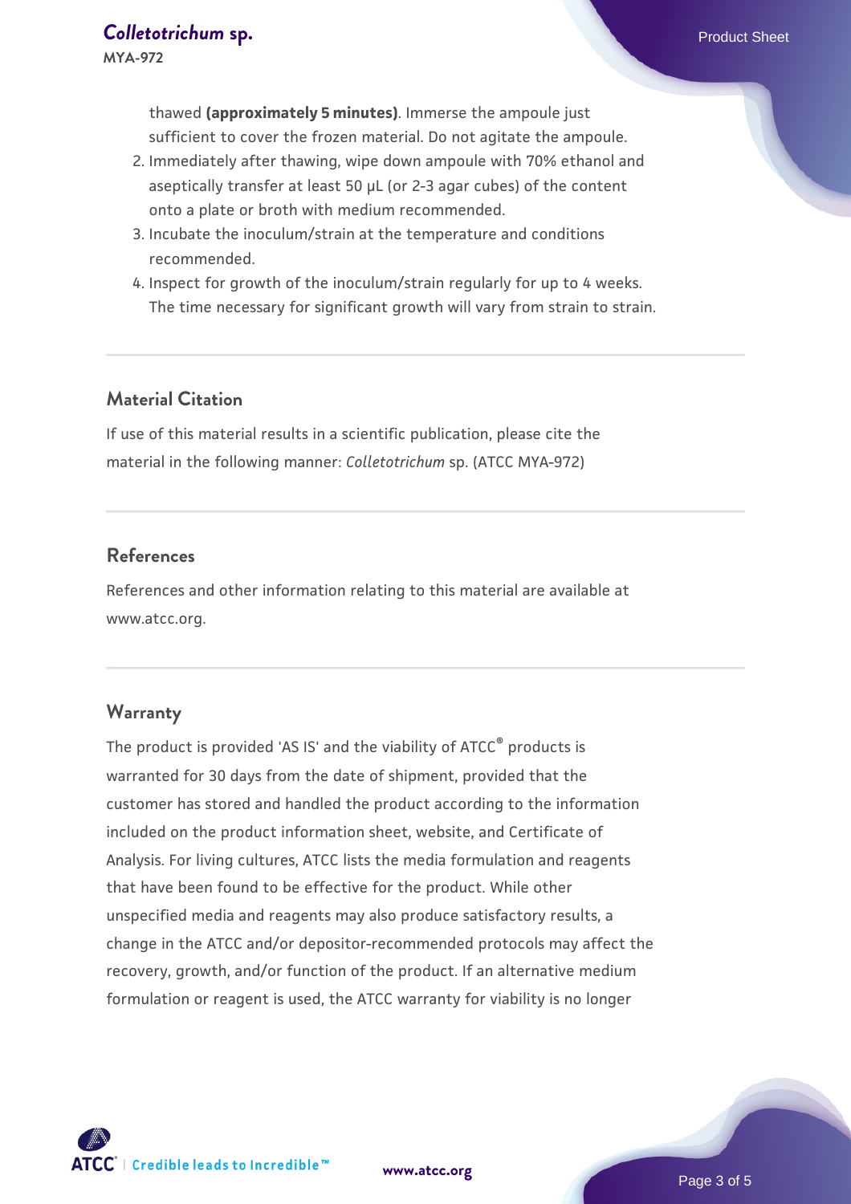thawed **(approximately 5 minutes)**. Immerse the ampoule just sufficient to cover the frozen material. Do not agitate the ampoule.

2. Immediately after thawing, wipe down ampoule with 70% ethanol and aseptically transfer at least 50 µL (or 2-3 agar cubes) of the content onto a plate or broth with medium recommended.
3. Incubate the inoculum/strain at the temperature and conditions recommended.
4. Inspect for growth of the inoculum/strain regularly for up to 4 weeks. The time necessary for significant growth will vary from strain to strain.

## Material Citation

If use of this material results in a scientific publication, please cite the material in the following manner: *Colletotrichum* sp. (ATCC MYA-972)

## References

References and other information relating to this material are available at www.atcc.org.

## Warranty

The product is provided 'AS IS' and the viability of ATCC® products is warranted for 30 days from the date of shipment, provided that the customer has stored and handled the product according to the information included on the product information sheet, website, and Certificate of Analysis. For living cultures, ATCC lists the media formulation and reagents that have been found to be effective for the product. While other unspecified media and reagents may also produce satisfactory results, a change in the ATCC and/or depositor-recommended protocols may affect the recovery, growth, and/or function of the product. If an alternative medium formulation or reagent is used, the ATCC warranty for viability is no longer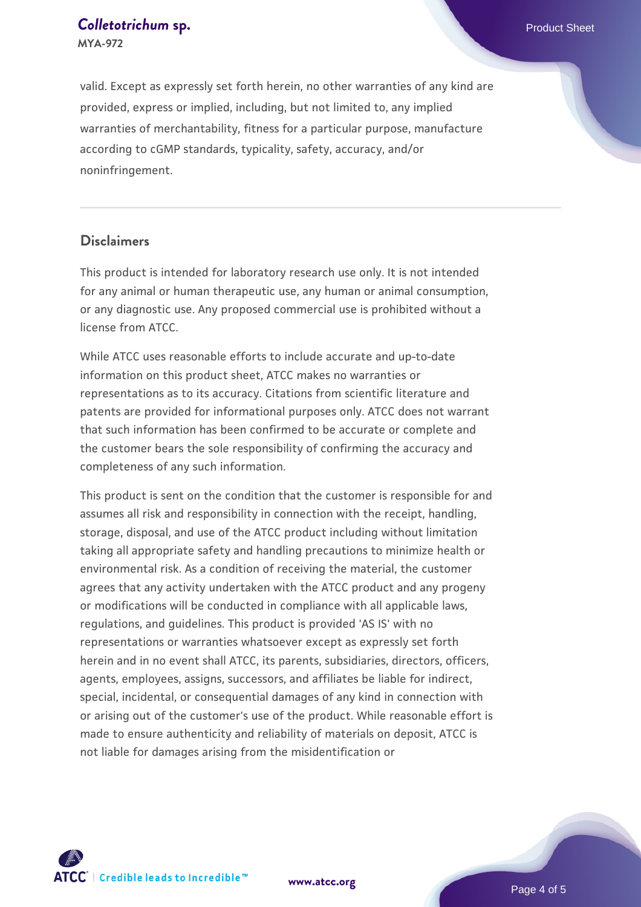valid. Except as expressly set forth herein, no other warranties of any kind are provided, express or implied, including, but not limited to, any implied warranties of merchantability, fitness for a particular purpose, manufacture according to cGMP standards, typicality, safety, accuracy, and/or noninfringement.

## Disclaimers

This product is intended for laboratory research use only. It is not intended for any animal or human therapeutic use, any human or animal consumption, or any diagnostic use. Any proposed commercial use is prohibited without a license from ATCC.

While ATCC uses reasonable efforts to include accurate and up-to-date information on this product sheet, ATCC makes no warranties or representations as to its accuracy. Citations from scientific literature and patents are provided for informational purposes only. ATCC does not warrant that such information has been confirmed to be accurate or complete and the customer bears the sole responsibility of confirming the accuracy and completeness of any such information.

This product is sent on the condition that the customer is responsible for and assumes all risk and responsibility in connection with the receipt, handling, storage, disposal, and use of the ATCC product including without limitation taking all appropriate safety and handling precautions to minimize health or environmental risk. As a condition of receiving the material, the customer agrees that any activity undertaken with the ATCC product and any progeny or modifications will be conducted in compliance with all applicable laws, regulations, and guidelines. This product is provided 'AS IS' with no representations or warranties whatsoever except as expressly set forth herein and in no event shall ATCC, its parents, subsidiaries, directors, officers, agents, employees, assigns, successors, and affiliates be liable for indirect, special, incidental, or consequential damages of any kind in connection with or arising out of the customer's use of the product. While reasonable effort is made to ensure authenticity and reliability of materials on deposit, ATCC is not liable for damages arising from the misidentification or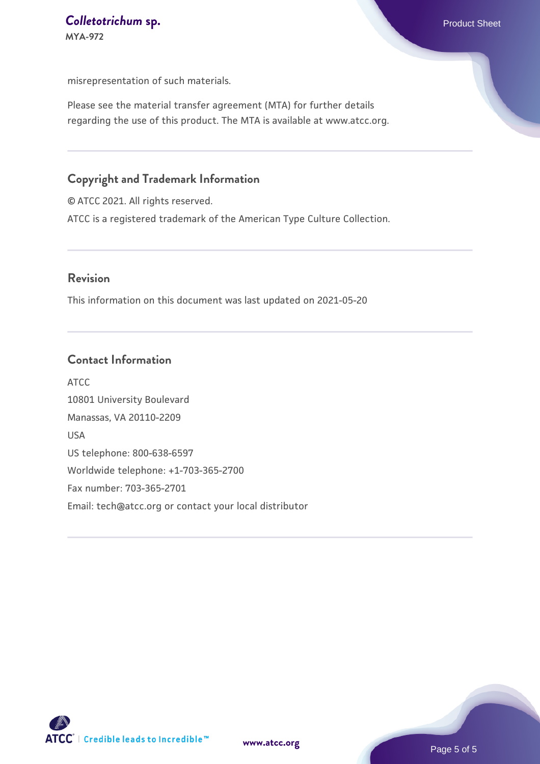misrepresentation of such materials.

Please see the material transfer agreement (MTA) for further details regarding the use of this product. The MTA is available at www.atcc.org.

## Copyright and Trademark Information

© ATCC 2021. All rights reserved.

ATCC is a registered trademark of the American Type Culture Collection.

## Revision

This information on this document was last updated on 2021-05-20

## Contact Information

ATCC
10801 University Boulevard
Manassas, VA 20110-2209
USA
US telephone: 800-638-6597
Worldwide telephone: +1-703-365-2700
Fax number: 703-365-2701
Email: tech@atcc.org or contact your local distributor